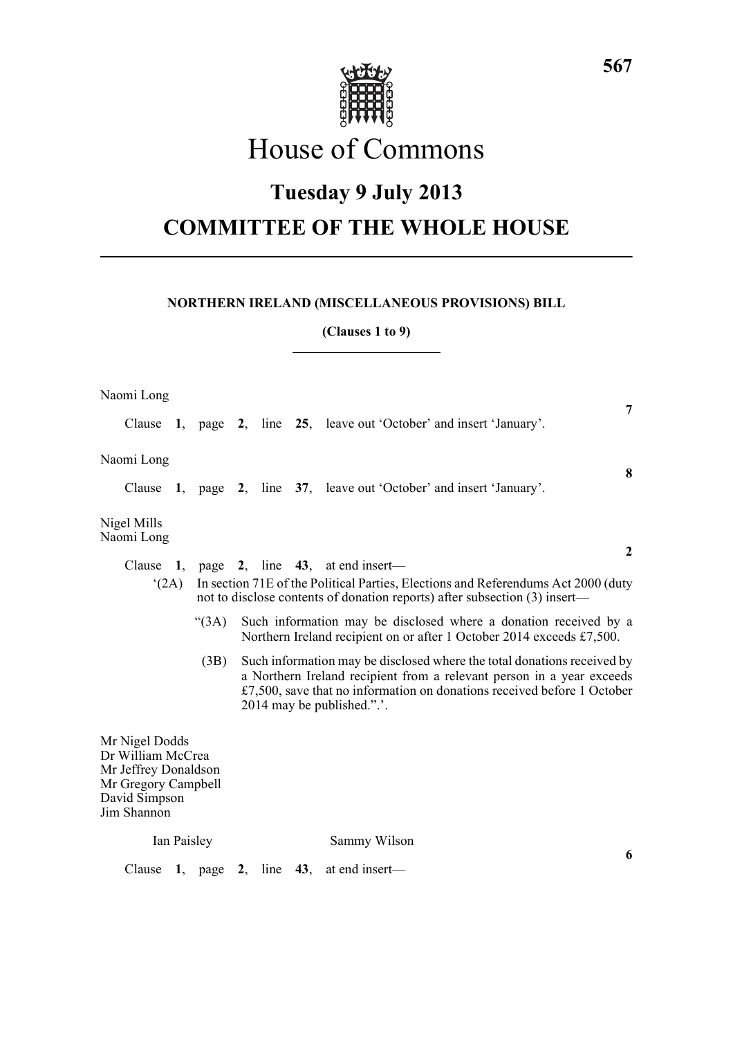# House of Commons

## Tuesday 9 July 2013

## COMMITTEE OF THE WHOLE HOUSE

---

**NORTHERN IRELAND (MISCELLANEOUS PROVISIONS) BILL**

**(Clauses 1 to 9)**

---

Naomi Long

**7**

Clause **1**, page **2**, line **25**, leave out 'October' and insert 'January'.

Naomi Long

**8**

Clause **1**, page **2**, line **37**, leave out 'October' and insert 'January'.

Nigel Mills
Naomi Long

**2**

Clause **1**, page **2**, line **43**, at end insert—

'(2A) In section 71E of the Political Parties, Elections and Referendums Act 2000 (duty not to disclose contents of donation reports) after subsection (3) insert—

"(3A) Such information may be disclosed where a donation received by a Northern Ireland recipient on or after 1 October 2014 exceeds £7,500.

(3B) Such information may be disclosed where the total donations received by a Northern Ireland recipient from a relevant person in a year exceeds £7,500, save that no information on donations received before 1 October 2014 may be published.".'.

Mr Nigel Dodds
Dr William McCrea
Mr Jeffrey Donaldson
Mr Gregory Campbell
David Simpson
Jim Shannon
Ian Paisley
Sammy Wilson

**6**

Clause **1**, page **2**, line **43**, at end insert—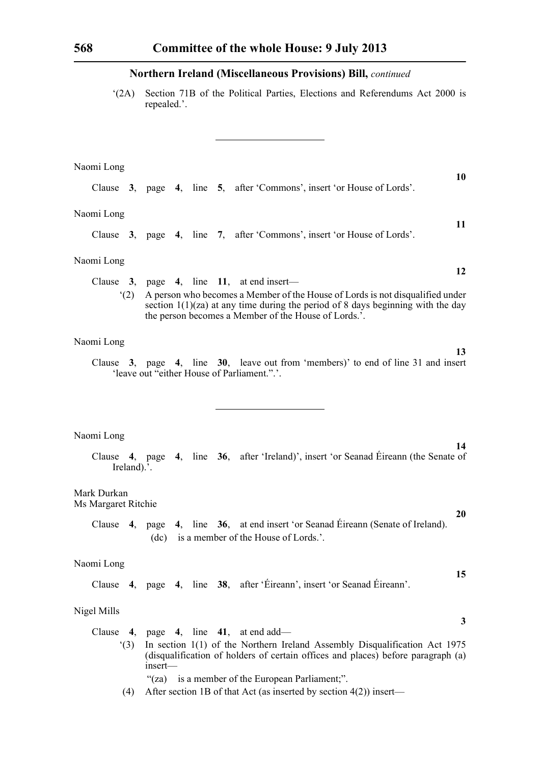**Northern Ireland (Miscellaneous Provisions) Bill,** *continued*

'(2A) Section 71B of the Political Parties, Elections and Referendums Act 2000 is repealed.'.

---

Naomi Long

**10**

Clause **3**, page **4**, line **5**, after 'Commons', insert 'or House of Lords'.

Naomi Long

**11**

Clause **3**, page **4**, line **7**, after 'Commons', insert 'or House of Lords'.

Naomi Long

**12**

Clause **3**, page **4**, line **11**, at end insert—

'(2) A person who becomes a Member of the House of Lords is not disqualified under section 1(1)(za) at any time during the period of 8 days beginning with the day the person becomes a Member of the House of Lords.'.

Naomi Long

**13**

Clause **3**, page **4**, line **30**, leave out from 'members)' to end of line 31 and insert 'leave out "either House of Parliament.".'.

---

Naomi Long

**14**

Clause **4**, page **4**, line **36**, after 'Ireland)', insert 'or Seanad Éireann (the Senate of Ireland).'.

Mark Durkan
Ms Margaret Ritchie

**20**

Clause **4**, page **4**, line **36**, at end insert 'or Seanad Éireann (Senate of Ireland).

(dc) is a member of the House of Lords.'.

Naomi Long

**15**

Clause **4**, page **4**, line **38**, after 'Éireann', insert 'or Seanad Éireann'.

Nigel Mills

**3**

Clause **4**, page **4**, line **41**, at end add—

'(3) In section 1(1) of the Northern Ireland Assembly Disqualification Act 1975 (disqualification of holders of certain offices and places) before paragraph (a) insert—

"(za) is a member of the European Parliament;".

(4) After section 1B of that Act (as inserted by section 4(2)) insert—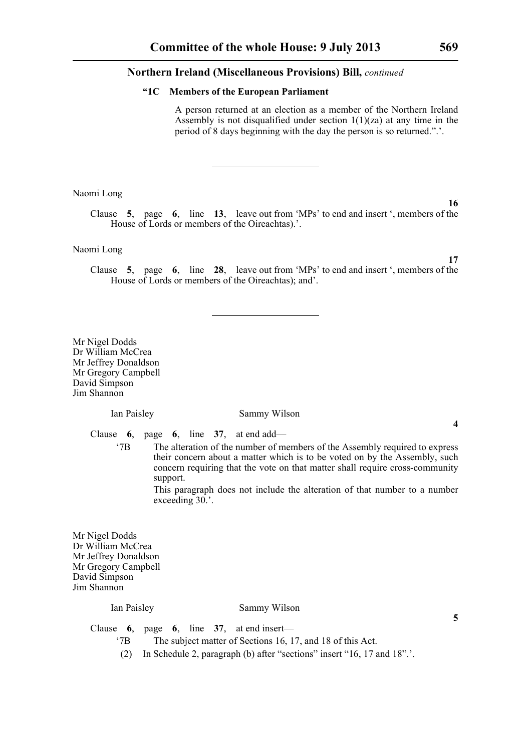**"1C Members of the European Parliament**

A person returned at an election as a member of the Northern Ireland Assembly is not disqualified under section 1(1)(za) at any time in the period of 8 days beginning with the day the person is so returned.".'.

---

Naomi Long

**16**

Clause **5**, page **6**, line **13**, leave out from 'MPs' to end and insert ', members of the House of Lords or members of the Oireachtas).'.

Naomi Long

**17**

Clause **5**, page **6**, line **28**, leave out from 'MPs' to end and insert ', members of the House of Lords or members of the Oireachtas); and'.

---

Mr Nigel Dodds
Dr William McCrea
Mr Jeffrey Donaldson
Mr Gregory Campbell
David Simpson
Jim Shannon

Ian Paisley Sammy Wilson

**4**

Clause **6**, page **6**, line **37**, at end add—

'7B The alteration of the number of members of the Assembly required to express their concern about a matter which is to be voted on by the Assembly, such concern requiring that the vote on that matter shall require cross-community support.

This paragraph does not include the alteration of that number to a number exceeding 30.'.

Mr Nigel Dodds
Dr William McCrea
Mr Jeffrey Donaldson
Mr Gregory Campbell
David Simpson
Jim Shannon

Ian Paisley Sammy Wilson

**5**

Clause **6**, page **6**, line **37**, at end insert—

'7B The subject matter of Sections 16, 17, and 18 of this Act.

(2) In Schedule 2, paragraph (b) after "sections" insert "16, 17 and 18".'.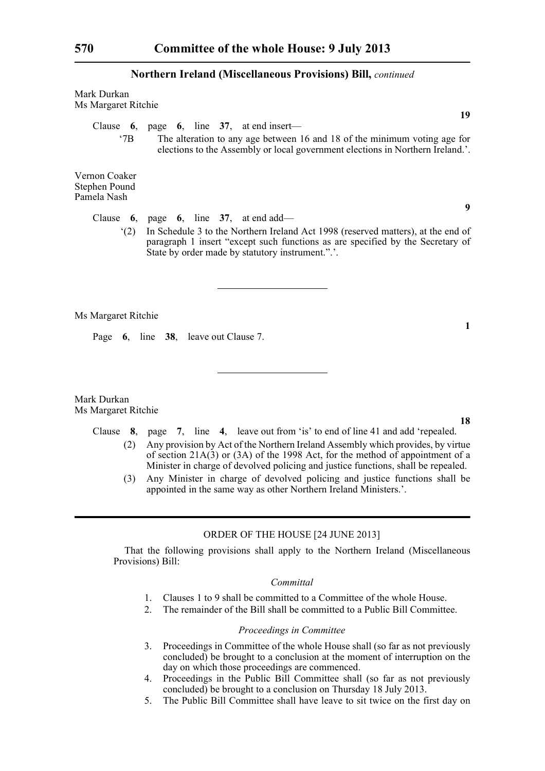**Northern Ireland (Miscellaneous Provisions) Bill,** *continued*

Mark Durkan
Ms Margaret Ritchie

**19**

Clause **6**, page **6**, line **37**, at end insert—

'7B The alteration to any age between 16 and 18 of the minimum voting age for elections to the Assembly or local government elections in Northern Ireland.'.

Vernon Coaker
Stephen Pound
Pamela Nash

**9**

Clause **6**, page **6**, line **37**, at end add—

'(2) In Schedule 3 to the Northern Ireland Act 1998 (reserved matters), at the end of paragraph 1 insert "except such functions as are specified by the Secretary of State by order made by statutory instrument.".'.

---

Ms Margaret Ritchie

**1**

Page **6**, line **38**, leave out Clause 7.

---

Mark Durkan
Ms Margaret Ritchie

**18**

Clause **8**, page **7**, line **4**, leave out from 'is' to end of line 41 and add 'repealed.

(2) Any provision by Act of the Northern Ireland Assembly which provides, by virtue of section 21A(3) or (3A) of the 1998 Act, for the method of appointment of a Minister in charge of devolved policing and justice functions, shall be repealed.

(3) Any Minister in charge of devolved policing and justice functions shall be appointed in the same way as other Northern Ireland Ministers.'.

---

## ORDER OF THE HOUSE [24 JUNE 2013]

That the following provisions shall apply to the Northern Ireland (Miscellaneous Provisions) Bill:

### *Committal*

1. Clauses 1 to 9 shall be committed to a Committee of the whole House.
2. The remainder of the Bill shall be committed to a Public Bill Committee.

### *Proceedings in Committee*

3. Proceedings in Committee of the whole House shall (so far as not previously concluded) be brought to a conclusion at the moment of interruption on the day on which those proceedings are commenced.
4. Proceedings in the Public Bill Committee shall (so far as not previously concluded) be brought to a conclusion on Thursday 18 July 2013.
5. The Public Bill Committee shall have leave to sit twice on the first day on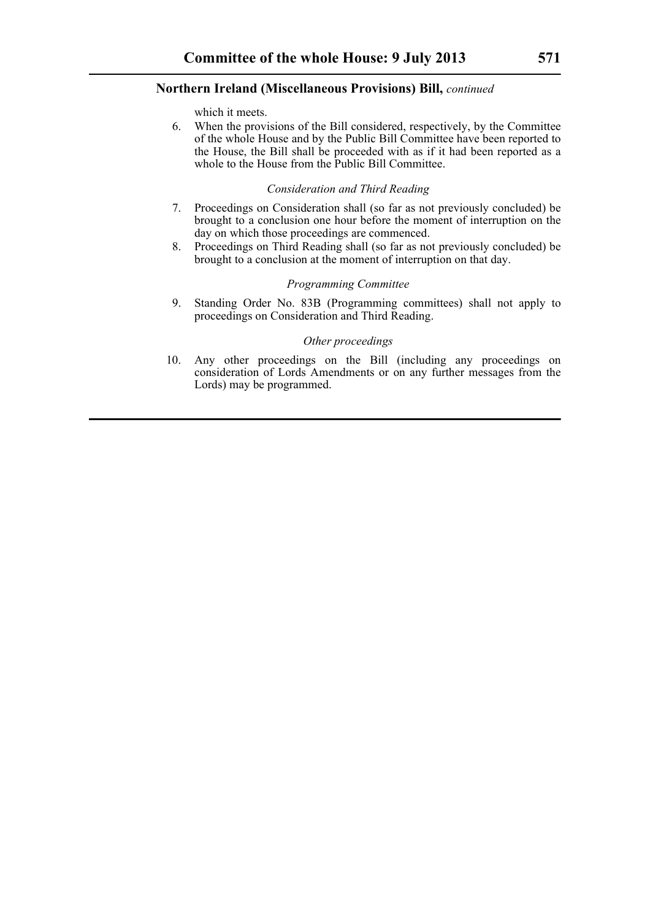**Northern Ireland (Miscellaneous Provisions) Bill,** *continued*

which it meets.

6. When the provisions of the Bill considered, respectively, by the Committee of the whole House and by the Public Bill Committee have been reported to the House, the Bill shall be proceeded with as if it had been reported as a whole to the House from the Public Bill Committee.

*Consideration and Third Reading*

7. Proceedings on Consideration shall (so far as not previously concluded) be brought to a conclusion one hour before the moment of interruption on the day on which those proceedings are commenced.
8. Proceedings on Third Reading shall (so far as not previously concluded) be brought to a conclusion at the moment of interruption on that day.

*Programming Committee*

9. Standing Order No. 83B (Programming committees) shall not apply to proceedings on Consideration and Third Reading.

*Other proceedings*

10. Any other proceedings on the Bill (including any proceedings on consideration of Lords Amendments or on any further messages from the Lords) may be programmed.